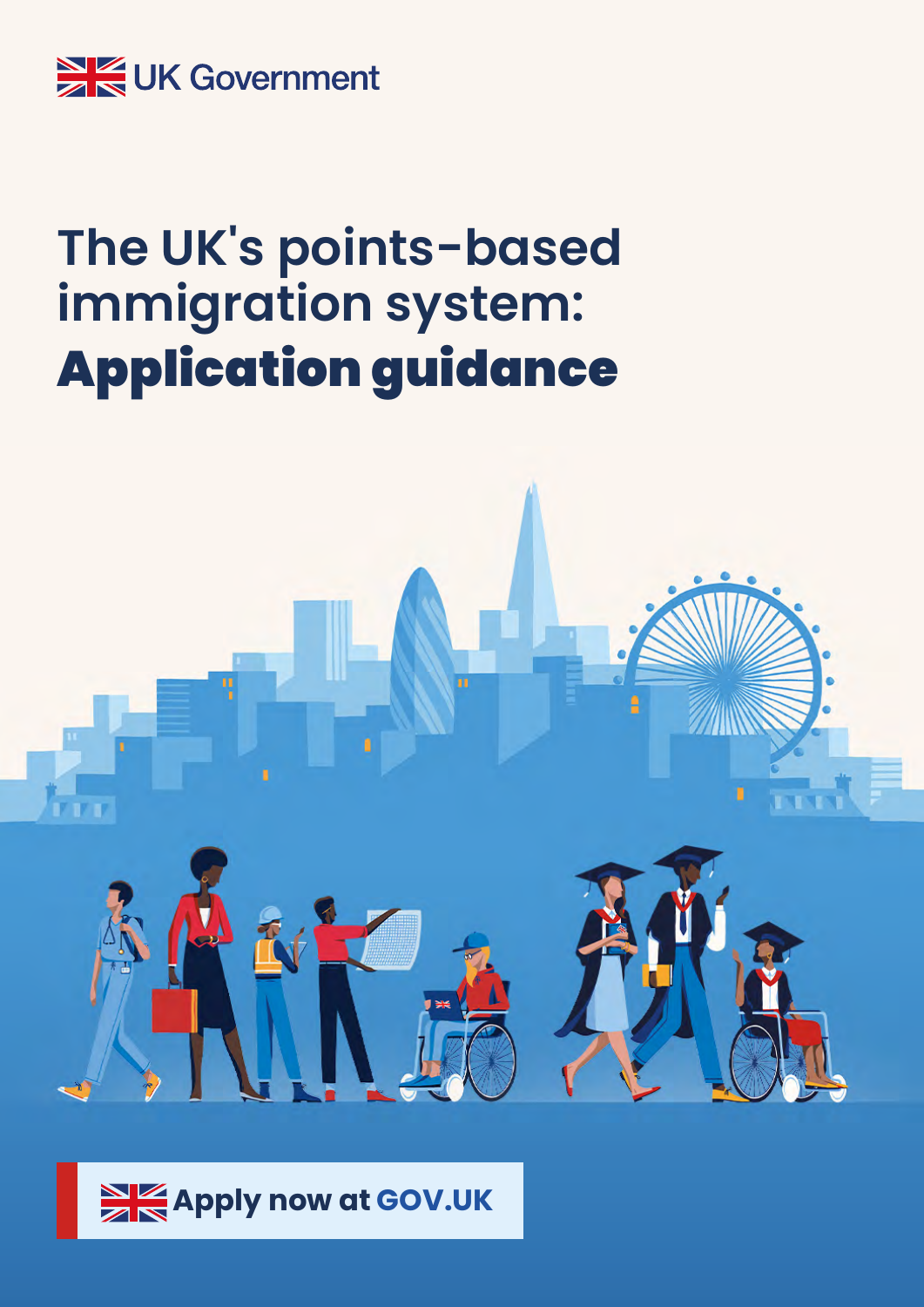UK Government

# The UK's points-based immigration system: **Application guidance**

Apply now at **GOV.UK**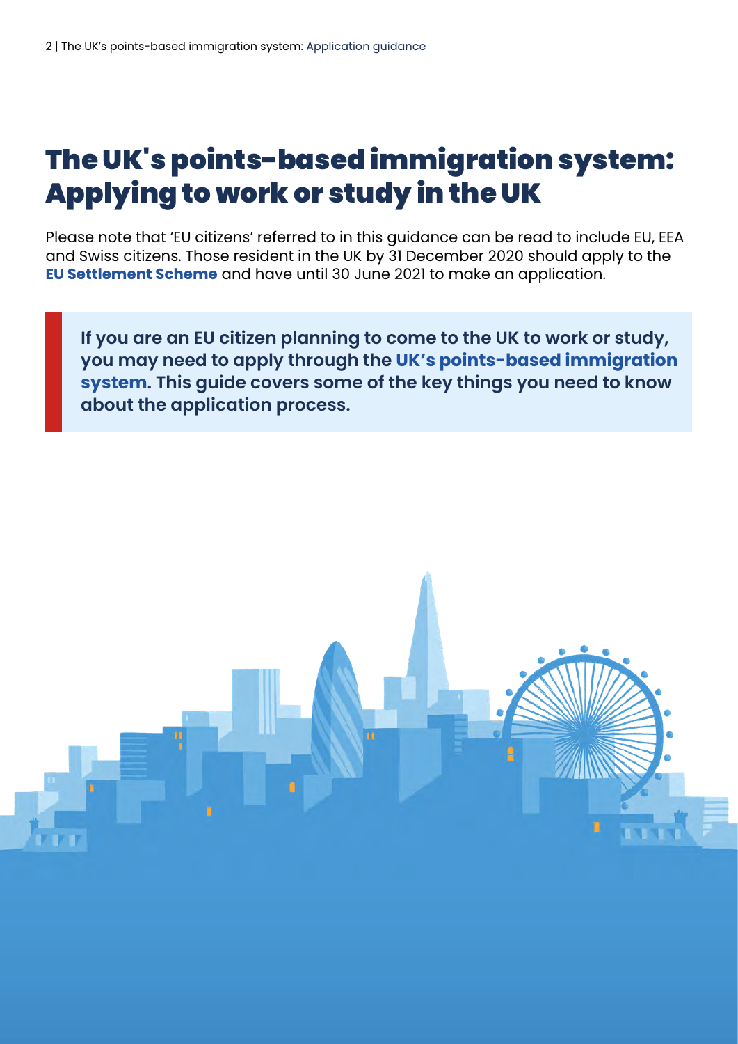# The UK's points-based immigration system: Applying to work or study in the UK

Please note that 'EU citizens' referred to in this guidance can be read to include EU, EEA and Swiss citizens. Those resident in the UK by 31 December 2020 should apply to the **EU Settlement Scheme** and have until 30 June 2021 to make an application.

**If you are an EU citizen planning to come to the UK to work or study, you may need to apply through the UK's points-based immigration system. This guide covers some of the key things you need to know about the application process.**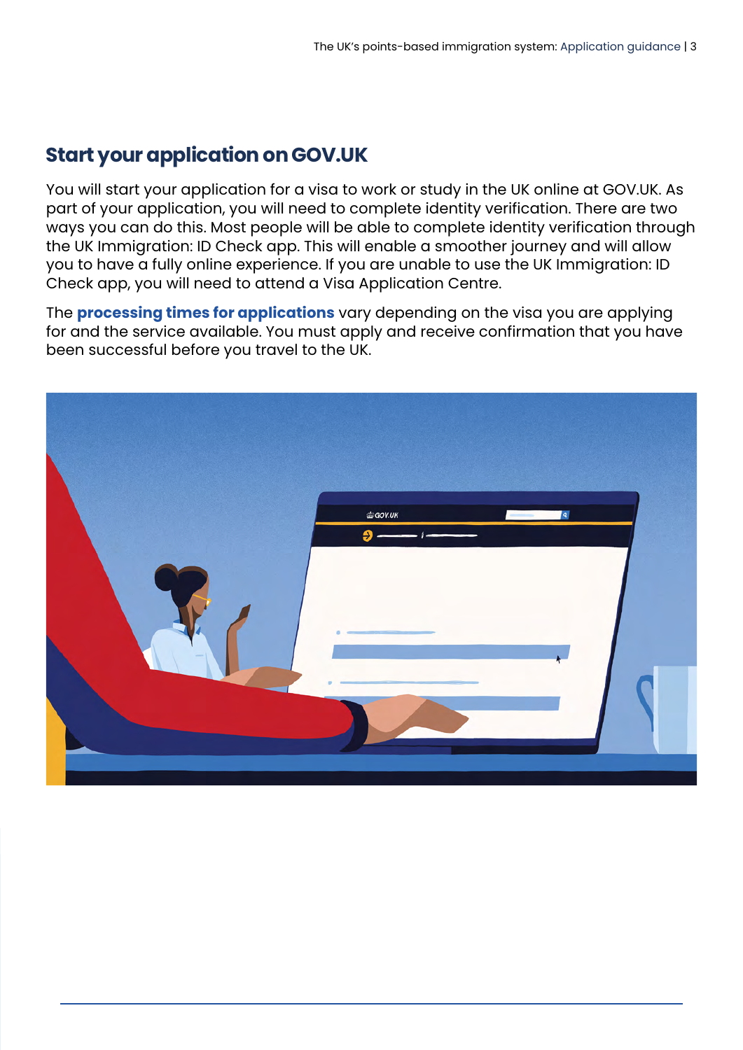## Start your application on GOV.UK

You will start your application for a visa to work or study in the UK online at GOV.UK. As part of your application, you will need to complete identity verification. There are two ways you can do this. Most people will be able to complete identity verification through the UK Immigration: ID Check app. This will enable a smoother journey and will allow you to have a fully online experience. If you are unable to use the UK Immigration: ID Check app, you will need to attend a Visa Application Centre.

The **processing times for applications** vary depending on the visa you are applying for and the service available. You must apply and receive confirmation that you have been successful before you travel to the UK.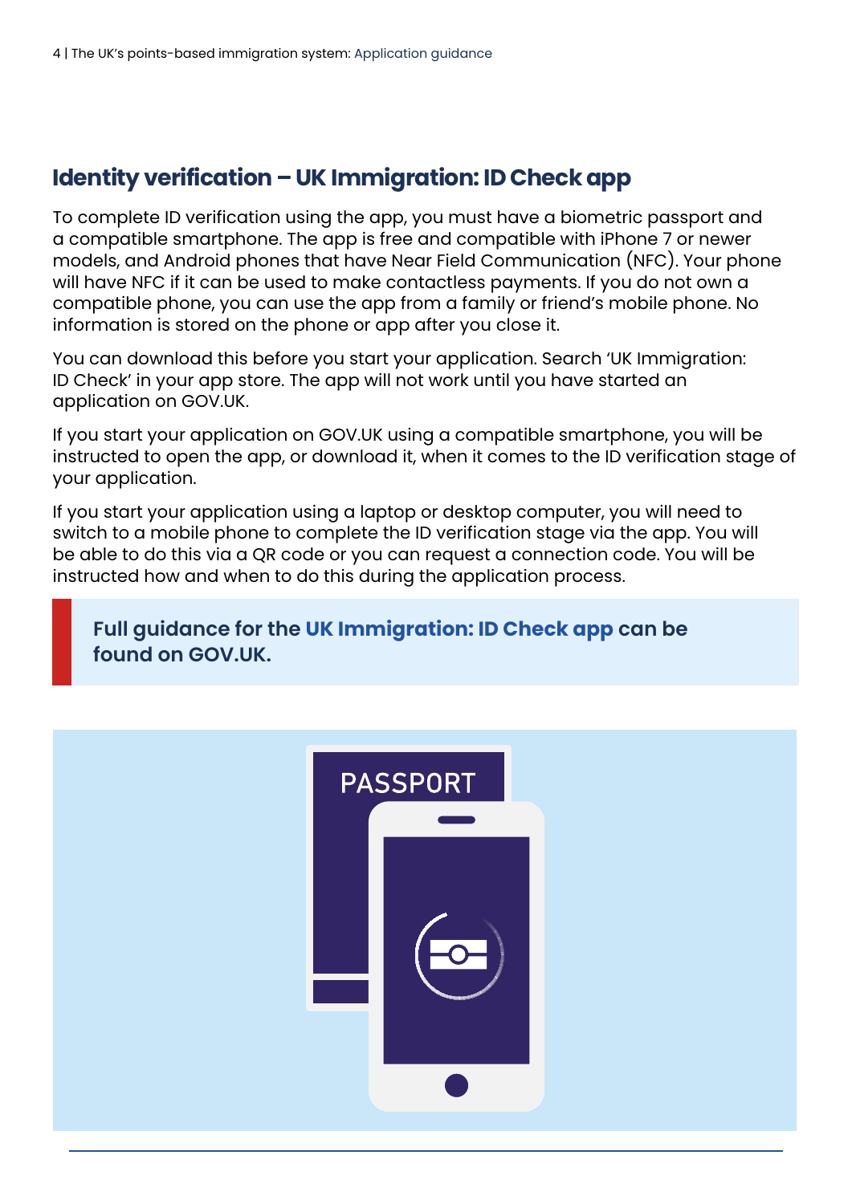## Identity verification – UK Immigration: ID Check app

To complete ID verification using the app, you must have a biometric passport and a compatible smartphone. The app is free and compatible with iPhone 7 or newer models, and Android phones that have Near Field Communication (NFC). Your phone will have NFC if it can be used to make contactless payments. If you do not own a compatible phone, you can use the app from a family or friend's mobile phone. No information is stored on the phone or app after you close it.

You can download this before you start your application. Search 'UK Immigration: ID Check' in your app store. The app will not work until you have started an application on GOV.UK.

If you start your application on GOV.UK using a compatible smartphone, you will be instructed to open the app, or download it, when it comes to the ID verification stage of your application.

If you start your application using a laptop or desktop computer, you will need to switch to a mobile phone to complete the ID verification stage via the app. You will be able to do this via a QR code or you can request a connection code. You will be instructed how and when to do this during the application process.

> **Full guidance for the UK Immigration: ID Check app can be found on GOV.UK.**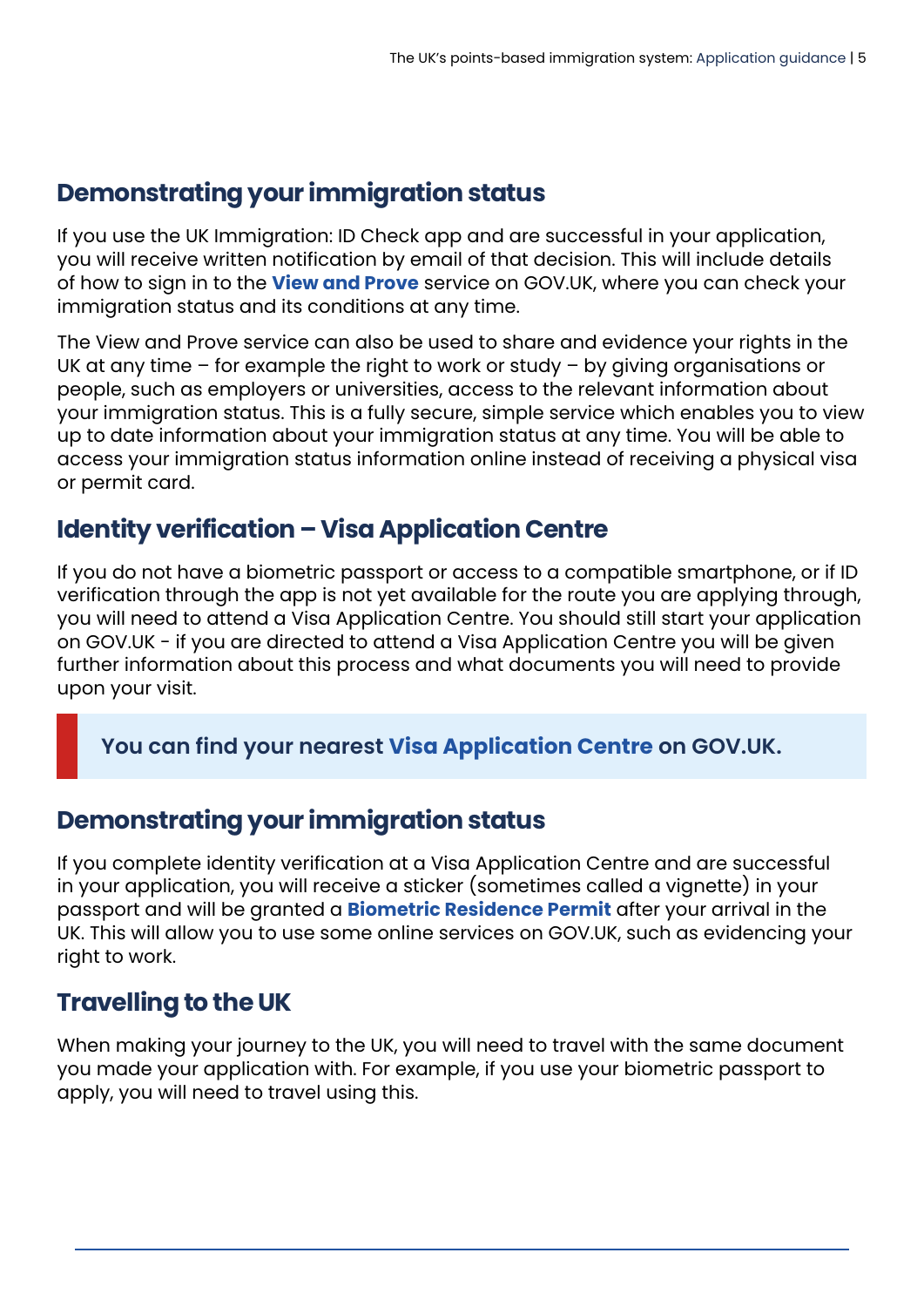## Demonstrating your immigration status

If you use the UK Immigration: ID Check app and are successful in your application, you will receive written notification by email of that decision. This will include details of how to sign in to the **View and Prove** service on GOV.UK, where you can check your immigration status and its conditions at any time.

The View and Prove service can also be used to share and evidence your rights in the UK at any time – for example the right to work or study – by giving organisations or people, such as employers or universities, access to the relevant information about your immigration status. This is a fully secure, simple service which enables you to view up to date information about your immigration status at any time. You will be able to access your immigration status information online instead of receiving a physical visa or permit card.

## Identity verification – Visa Application Centre

If you do not have a biometric passport or access to a compatible smartphone, or if ID verification through the app is not yet available for the route you are applying through, you will need to attend a Visa Application Centre. You should still start your application on GOV.UK - if you are directed to attend a Visa Application Centre you will be given further information about this process and what documents you will need to provide upon your visit.

> **You can find your nearest Visa Application Centre on GOV.UK.**

## Demonstrating your immigration status

If you complete identity verification at a Visa Application Centre and are successful in your application, you will receive a sticker (sometimes called a vignette) in your passport and will be granted a **Biometric Residence Permit** after your arrival in the UK. This will allow you to use some online services on GOV.UK, such as evidencing your right to work.

## Travelling to the UK

When making your journey to the UK, you will need to travel with the same document you made your application with. For example, if you use your biometric passport to apply, you will need to travel using this.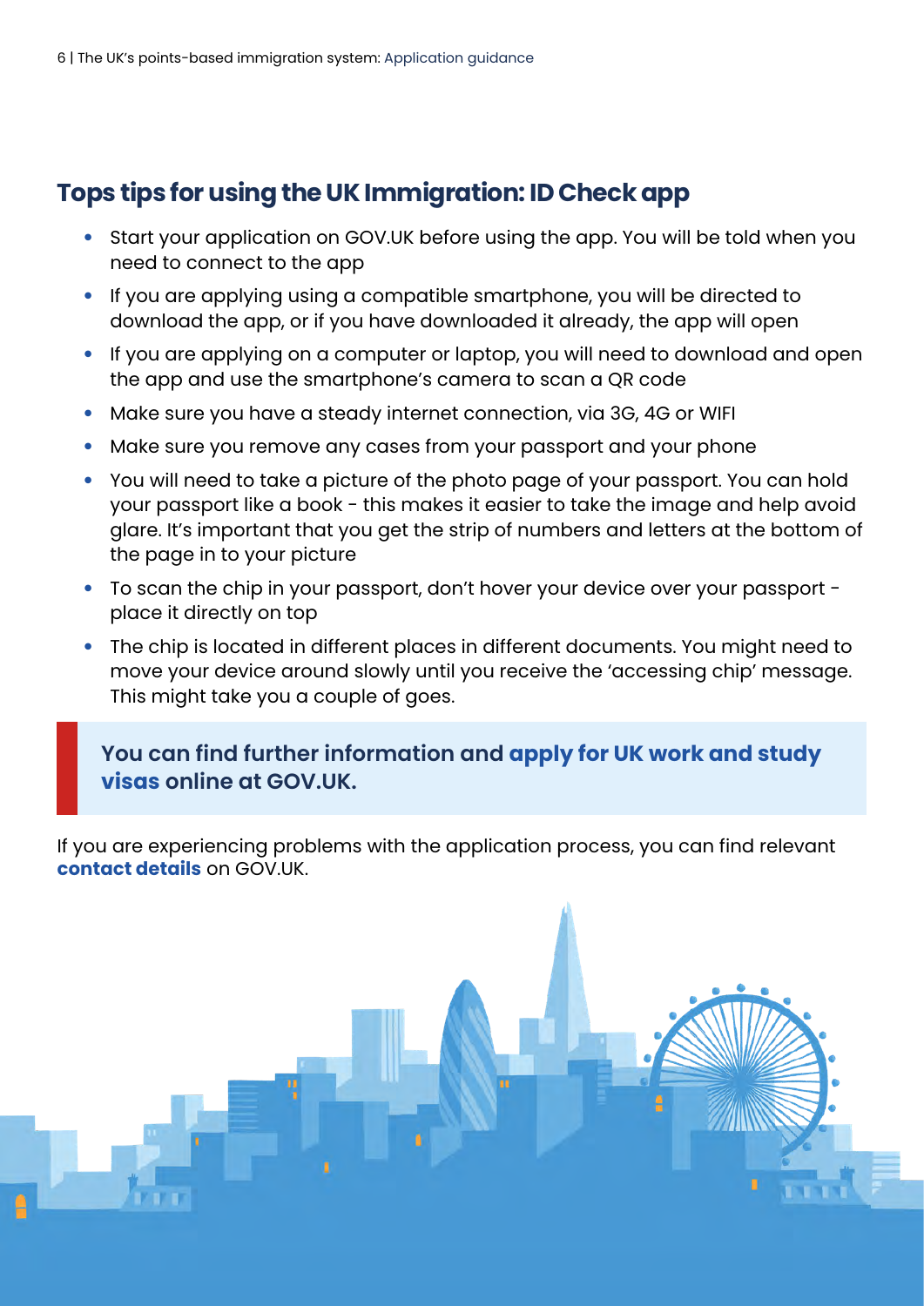## Tops tips for using the UK Immigration: ID Check app

- Start your application on GOV.UK before using the app. You will be told when you need to connect to the app
- If you are applying using a compatible smartphone, you will be directed to download the app, or if you have downloaded it already, the app will open
- If you are applying on a computer or laptop, you will need to download and open the app and use the smartphone's camera to scan a QR code
- Make sure you have a steady internet connection, via 3G, 4G or WIFI
- Make sure you remove any cases from your passport and your phone
- You will need to take a picture of the photo page of your passport. You can hold your passport like a book - this makes it easier to take the image and help avoid glare. It's important that you get the strip of numbers and letters at the bottom of the page in to your picture
- To scan the chip in your passport, don't hover your device over your passport - place it directly on top
- The chip is located in different places in different documents. You might need to move your device around slowly until you receive the 'accessing chip' message. This might take you a couple of goes.

**You can find further information and apply for UK work and study visas online at GOV.UK.**

If you are experiencing problems with the application process, you can find relevant **contact details** on GOV.UK.